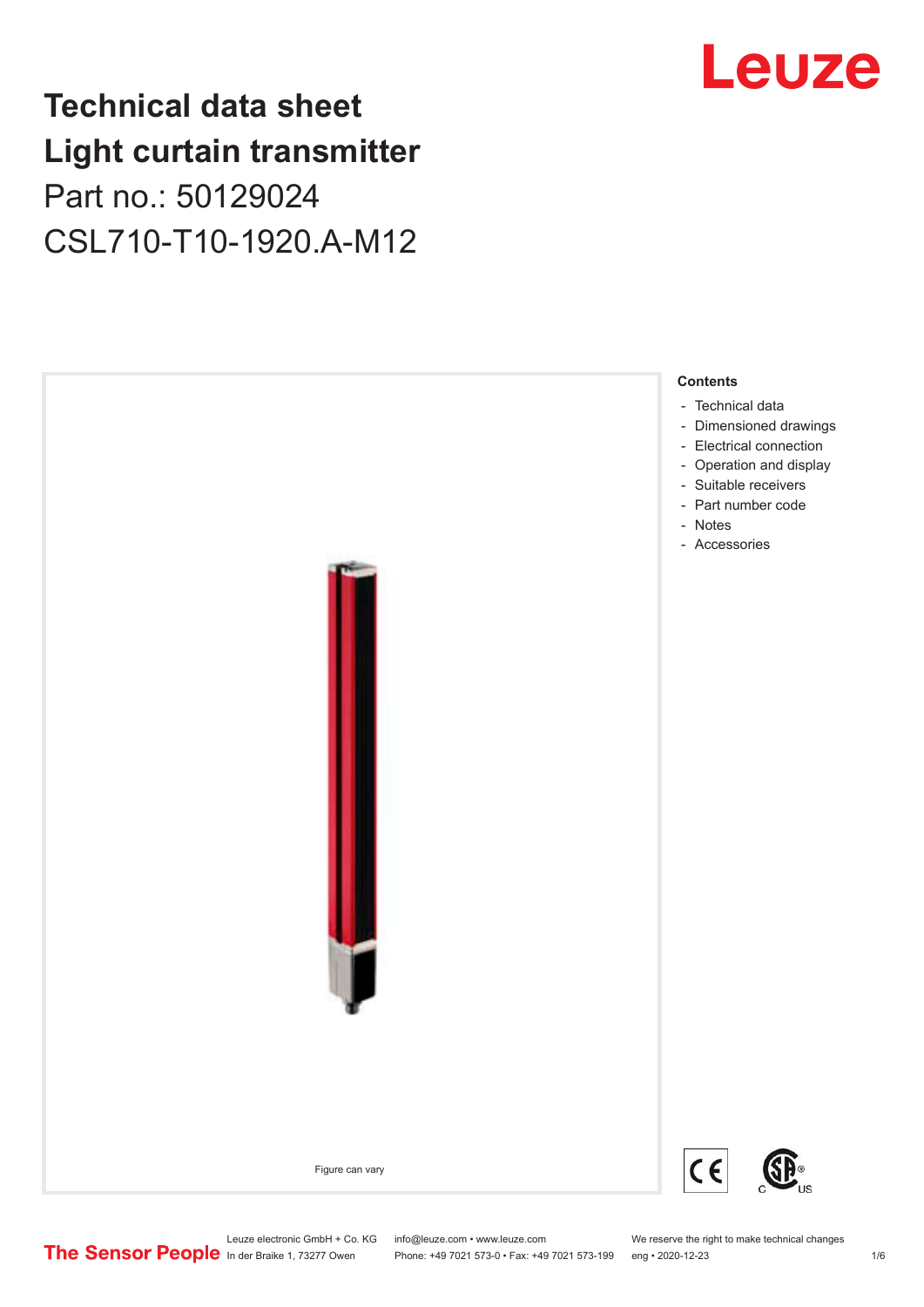# Technical data sheet
# Light curtain transmitter

Part no.: 50129024

CSL710-T10-1920.A-M12

Figure can vary

**Contents**

- Technical data
- Dimensioned drawings
- Electrical connection
- Operation and display
- Suitable receivers
- Part number code
- Notes
- Accessories

Leuze electronic GmbH + Co. KG
In der Braike 1, 73277 Owen

info@leuze.com • www.leuze.com
Phone: +49 7021 573-0 • Fax: +49 7021 573-199

We reserve the right to make technical changes
eng • 2020-12-23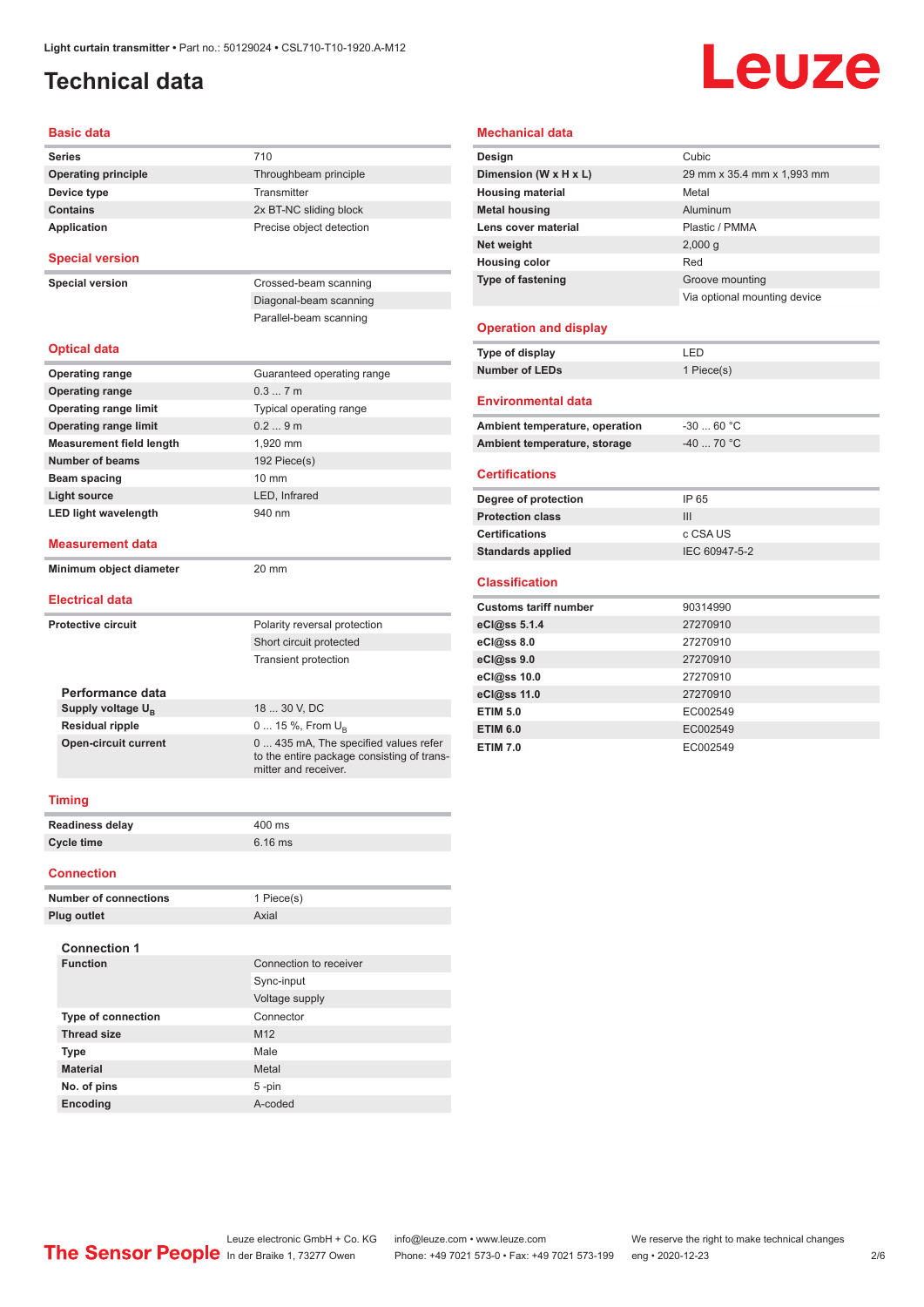# Technical data

Light curtain transmitter • Part no.: 50129024 • CSL710-T10-1920.A-M12

## Basic data

| | |
|---|---|
| **Series** | 710 |
| **Operating principle** | Throughbeam principle |
| **Device type** | Transmitter |
| **Contains** | 2x BT-NC sliding block |
| **Application** | Precise object detection |

## Special version

| | |
|---|---|
| **Special version** | Crossed-beam scanning |
| | Diagonal-beam scanning |
| | Parallel-beam scanning |

## Optical data

| | |
|---|---|
| **Operating range** | Guaranteed operating range |
| **Operating range** | 0.3 ... 7 m |
| **Operating range limit** | Typical operating range |
| **Operating range limit** | 0.2 ... 9 m |
| **Measurement field length** | 1,920 mm |
| **Number of beams** | 192 Piece(s) |
| **Beam spacing** | 10 mm |
| **Light source** | LED, Infrared |
| **LED light wavelength** | 940 nm |

## Measurement data

| | |
|---|---|
| **Minimum object diameter** | 20 mm |

## Electrical data

| | |
|---|---|
| **Protective circuit** | Polarity reversal protection |
| | Short circuit protected |
| | Transient protection |

### Performance data

| | |
|---|---|
| **Supply voltage $U_B$** | 18 ... 30 V, DC |
| **Residual ripple** | 0 ... 15 %, From $U_B$ |
| **Open-circuit current** | 0 ... 435 mA, The specified values refer to the entire package consisting of transmitter and receiver. |

## Timing

| | |
|---|---|
| **Readiness delay** | 400 ms |
| **Cycle time** | 6.16 ms |

## Connection

| | |
|---|---|
| **Number of connections** | 1 Piece(s) |
| **Plug outlet** | Axial |

### Connection 1

| | |
|---|---|
| **Function** | Connection to receiver |
| | Sync-input |
| | Voltage supply |
| **Type of connection** | Connector |
| **Thread size** | M12 |
| **Type** | Male |
| **Material** | Metal |
| **No. of pins** | 5 -pin |
| **Encoding** | A-coded |

## Mechanical data

| | |
|---|---|
| **Design** | Cubic |
| **Dimension (W x H x L)** | 29 mm x 35.4 mm x 1,993 mm |
| **Housing material** | Metal |
| **Metal housing** | Aluminum |
| **Lens cover material** | Plastic / PMMA |
| **Net weight** | 2,000 g |
| **Housing color** | Red |
| **Type of fastening** | Groove mounting |
| | Via optional mounting device |

## Operation and display

| | |
|---|---|
| **Type of display** | LED |
| **Number of LEDs** | 1 Piece(s) |

## Environmental data

| | |
|---|---|
| **Ambient temperature, operation** | -30 ... 60 °C |
| **Ambient temperature, storage** | -40 ... 70 °C |

## Certifications

| | |
|---|---|
| **Degree of protection** | IP 65 |
| **Protection class** | III |
| **Certifications** | c CSA US |
| **Standards applied** | IEC 60947-5-2 |

## Classification

| | |
|---|---|
| **Customs tariff number** | 90314990 |
| **eCl@ss 5.1.4** | 27270910 |
| **eCl@ss 8.0** | 27270910 |
| **eCl@ss 9.0** | 27270910 |
| **eCl@ss 10.0** | 27270910 |
| **eCl@ss 11.0** | 27270910 |
| **ETIM 5.0** | EC002549 |
| **ETIM 6.0** | EC002549 |
| **ETIM 7.0** | EC002549 |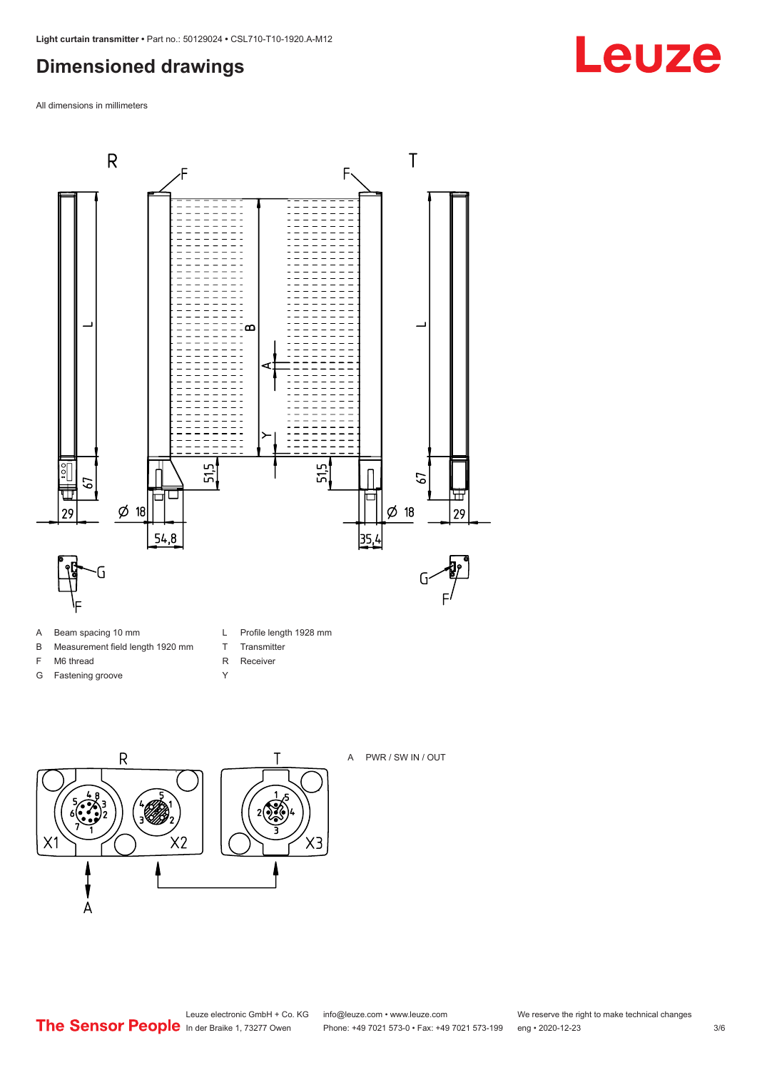## Dimensioned drawings

All dimensions in millimeters

| | | | |
|---|---|---|---|
| A | Beam spacing 10 mm | L | Profile length 1928 mm |
| B | Measurement field length 1920 mm | T | Transmitter |
| F | M6 thread | R | Receiver |
| G | Fastening groove | Y | |

A PWR / SW IN / OUT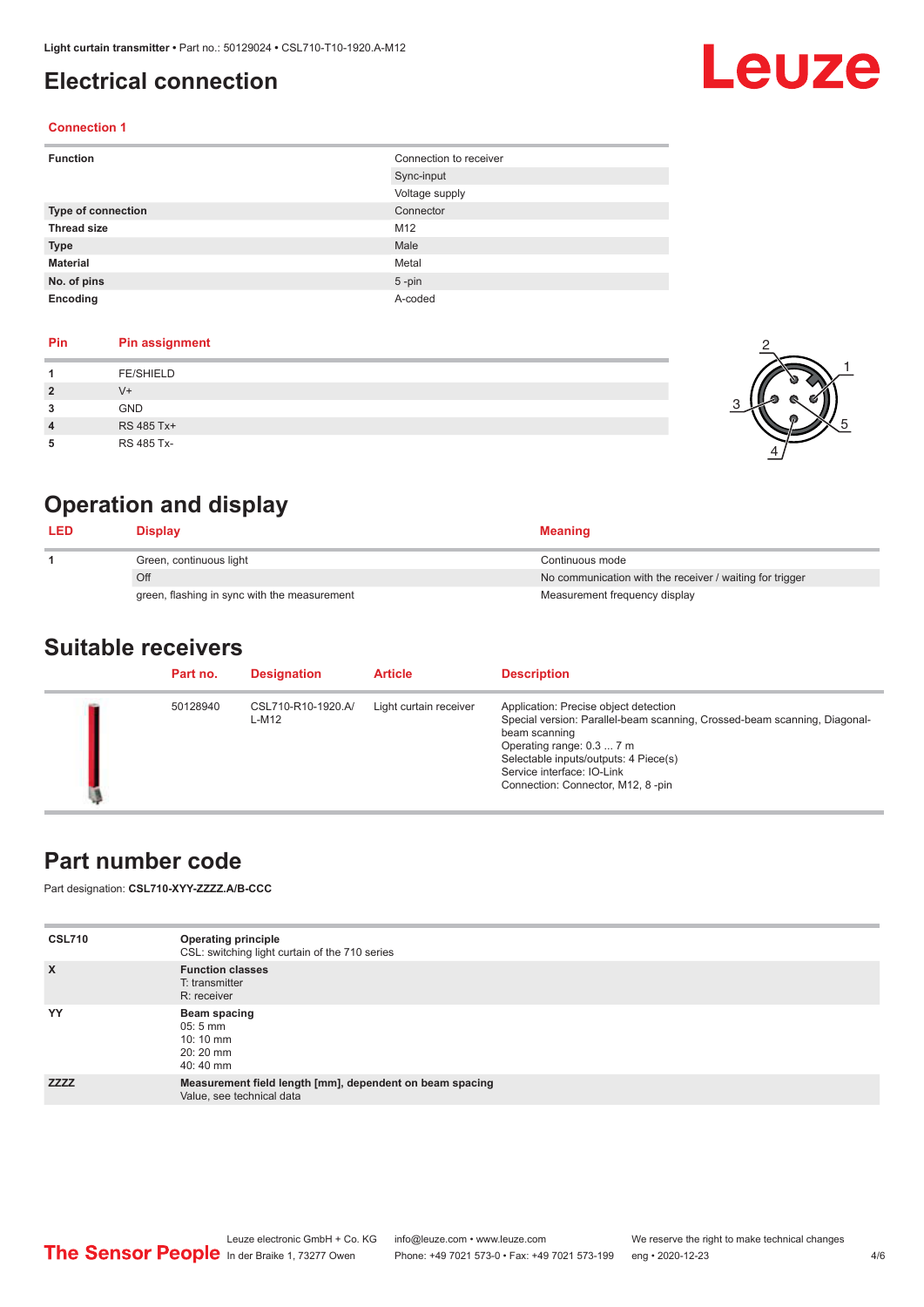# Electrical connection

### Connection 1

| Function | Connection to receiver |
|---|---|
| | Sync-input |
| | Voltage supply |
| **Type of connection** | Connector |
| **Thread size** | M12 |
| **Type** | Male |
| **Material** | Metal |
| **No. of pins** | 5 -pin |
| **Encoding** | A-coded |

| Pin | Pin assignment |
|---|---|
| **1** | FE/SHIELD |
| **2** | V+ |
| **3** | GND |
| **4** | RS 485 Tx+ |
| **5** | RS 485 Tx- |

# Operation and display

| LED | Display | Meaning |
|---|---|---|
| **1** | Green, continuous light | Continuous mode |
| | Off | No communication with the receiver / waiting for trigger |
| | green, flashing in sync with the measurement | Measurement frequency display |

# Suitable receivers

| | Part no. | Designation | Article | Description |
|---|---|---|---|---|
| | 50128940 | CSL710-R10-1920.A/L-M12 | Light curtain receiver | Application: Precise object detection<br>Special version: Parallel-beam scanning, Crossed-beam scanning, Diagonal-beam scanning<br>Operating range: 0.3 ... 7 m<br>Selectable inputs/outputs: 4 Piece(s)<br>Service interface: IO-Link<br>Connection: Connector, M12, 8 -pin |

# Part number code

Part designation: **CSL710-XYY-ZZZZ.A/B-CCC**

| | |
|---|---|
| **CSL710** | **Operating principle**<br>CSL: switching light curtain of the 710 series |
| **X** | **Function classes**<br>T: transmitter<br>R: receiver |
| **YY** | **Beam spacing**<br>05: 5 mm<br>10: 10 mm<br>20: 20 mm<br>40: 40 mm |
| **ZZZZ** | **Measurement field length [mm], dependent on beam spacing**<br>Value, see technical data |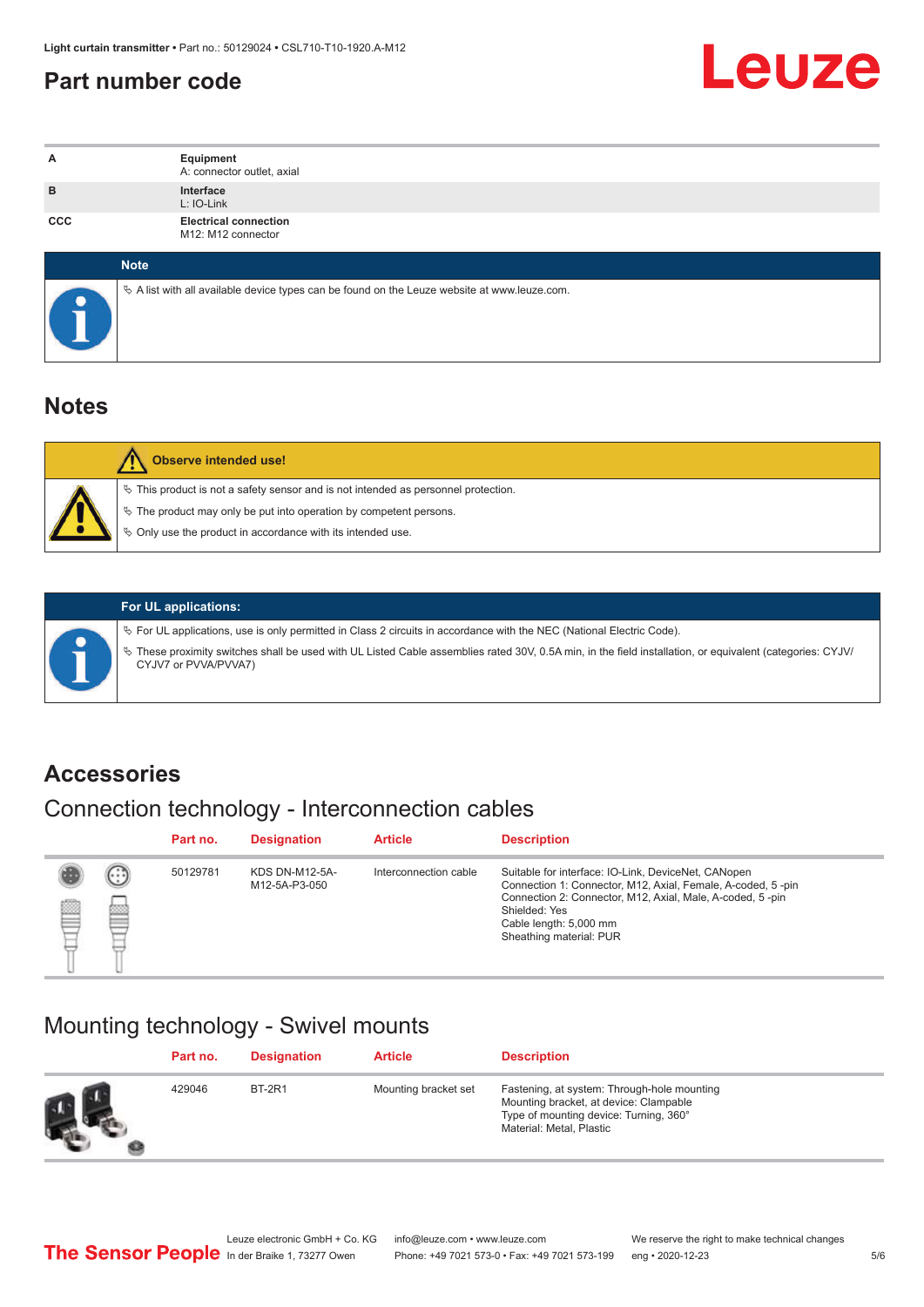# Part number code

| | |
|---|---|
| A | **Equipment**<br>A: connector outlet, axial |
| B | **Interface**<br>L: IO-Link |
| CCC | **Electrical connection**<br>M12: M12 connector |

**Note**

- A list with all available device types can be found on the Leuze website at www.leuze.com.

# Notes

**Observe intended use!**

- This product is not a safety sensor and is not intended as personnel protection.
- The product may only be put into operation by competent persons.
- Only use the product in accordance with its intended use.

**For UL applications:**

- For UL applications, use is only permitted in Class 2 circuits in accordance with the NEC (National Electric Code).
- These proximity switches shall be used with UL Listed Cable assemblies rated 30V, 0.5A min, in the field installation, or equivalent (categories: CYJV/CYJV7 or PVVA/PVVA7)

# Accessories

## Connection technology - Interconnection cables

| Part no. | Designation | Article | Description |
|---|---|---|---|
| 50129781 | KDS DN-M12-5A-M12-5A-P3-050 | Interconnection cable | Suitable for interface: IO-Link, DeviceNet, CANopen<br>Connection 1: Connector, M12, Axial, Female, A-coded, 5 -pin<br>Connection 2: Connector, M12, Axial, Male, A-coded, 5 -pin<br>Shielded: Yes<br>Cable length: 5,000 mm<br>Sheathing material: PUR |

## Mounting technology - Swivel mounts

| Part no. | Designation | Article | Description |
|---|---|---|---|
| 429046 | BT-2R1 | Mounting bracket set | Fastening, at system: Through-hole mounting<br>Mounting bracket, at device: Clampable<br>Type of mounting device: Turning, 360°<br>Material: Metal, Plastic |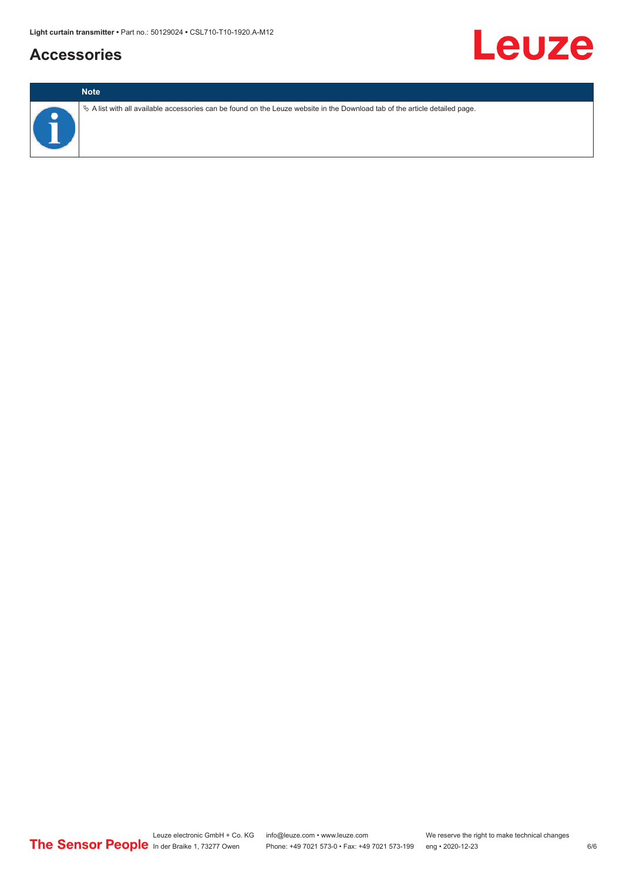## Accessories

| | Note |
| --- | --- |
| | ↳ A list with all available accessories can be found on the Leuze website in the Download tab of the article detailed page. |